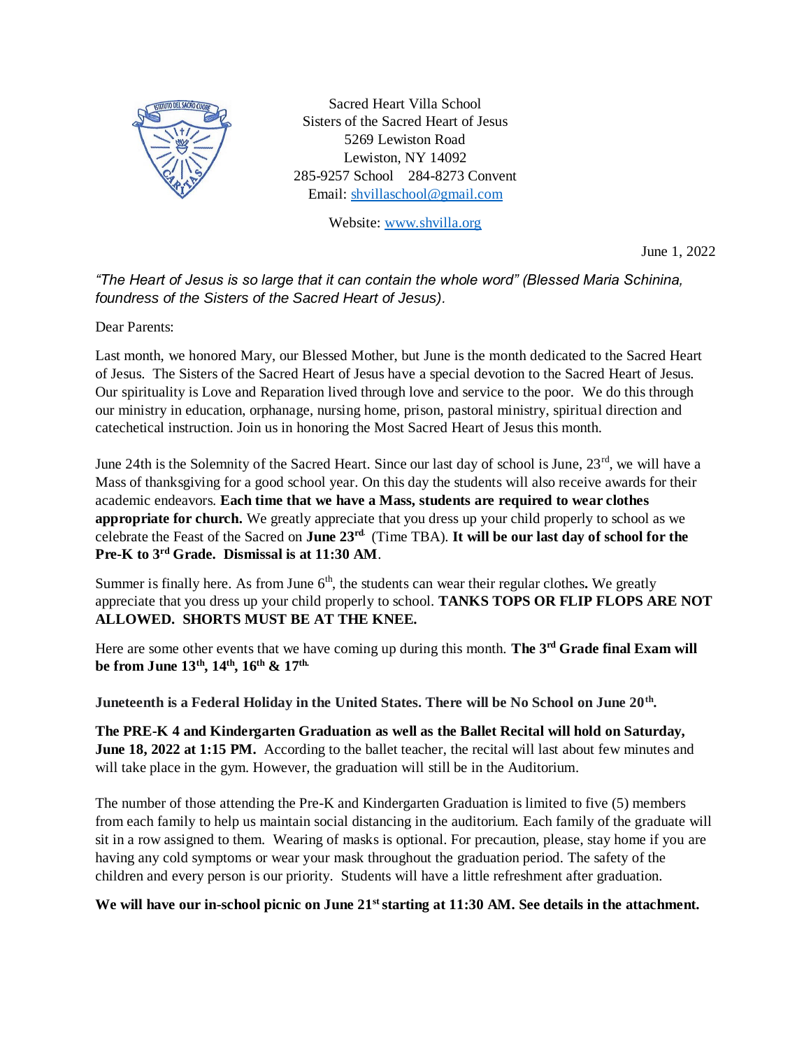Sacred Heart Villa School
Sisters of the Sacred Heart of Jesus
5269 Lewiston Road
Lewiston, NY 14092
285-9257 School 284-8273 Convent
Email: shvillaschool@gmail.com

Website: www.shvilla.org

June 1, 2022

*"The Heart of Jesus is so large that it can contain the whole word" (Blessed Maria Schinina, foundress of the Sisters of the Sacred Heart of Jesus).*

Dear Parents:

Last month, we honored Mary, our Blessed Mother, but June is the month dedicated to the Sacred Heart of Jesus. The Sisters of the Sacred Heart of Jesus have a special devotion to the Sacred Heart of Jesus. Our spirituality is Love and Reparation lived through love and service to the poor. We do this through our ministry in education, orphanage, nursing home, prison, pastoral ministry, spiritual direction and catechetical instruction. Join us in honoring the Most Sacred Heart of Jesus this month.

June 24th is the Solemnity of the Sacred Heart. Since our last day of school is June, 23rd, we will have a Mass of thanksgiving for a good school year. On this day the students will also receive awards for their academic endeavors. **Each time that we have a Mass, students are required to wear clothes appropriate for church.** We greatly appreciate that you dress up your child properly to school as we celebrate the Feast of the Sacred on **June 23rd.** (Time TBA). **It will be our last day of school for the Pre-K to 3rd Grade. Dismissal is at 11:30 AM**.

Summer is finally here. As from June 6th, the students can wear their regular clothes**.** We greatly appreciate that you dress up your child properly to school. **TANKS TOPS OR FLIP FLOPS ARE NOT ALLOWED. SHORTS MUST BE AT THE KNEE.**

Here are some other events that we have coming up during this month. **The 3rd Grade final Exam will be from June 13th, 14th, 16th & 17th.**

**Juneteenth is a Federal Holiday in the United States. There will be No School on June 20th.**

**The PRE-K 4 and Kindergarten Graduation as well as the Ballet Recital will hold on Saturday, June 18, 2022 at 1:15 PM.** According to the ballet teacher, the recital will last about few minutes and will take place in the gym. However, the graduation will still be in the Auditorium.

The number of those attending the Pre-K and Kindergarten Graduation is limited to five (5) members from each family to help us maintain social distancing in the auditorium. Each family of the graduate will sit in a row assigned to them. Wearing of masks is optional. For precaution, please, stay home if you are having any cold symptoms or wear your mask throughout the graduation period. The safety of the children and every person is our priority. Students will have a little refreshment after graduation.

**We will have our in-school picnic on June 21st starting at 11:30 AM. See details in the attachment.**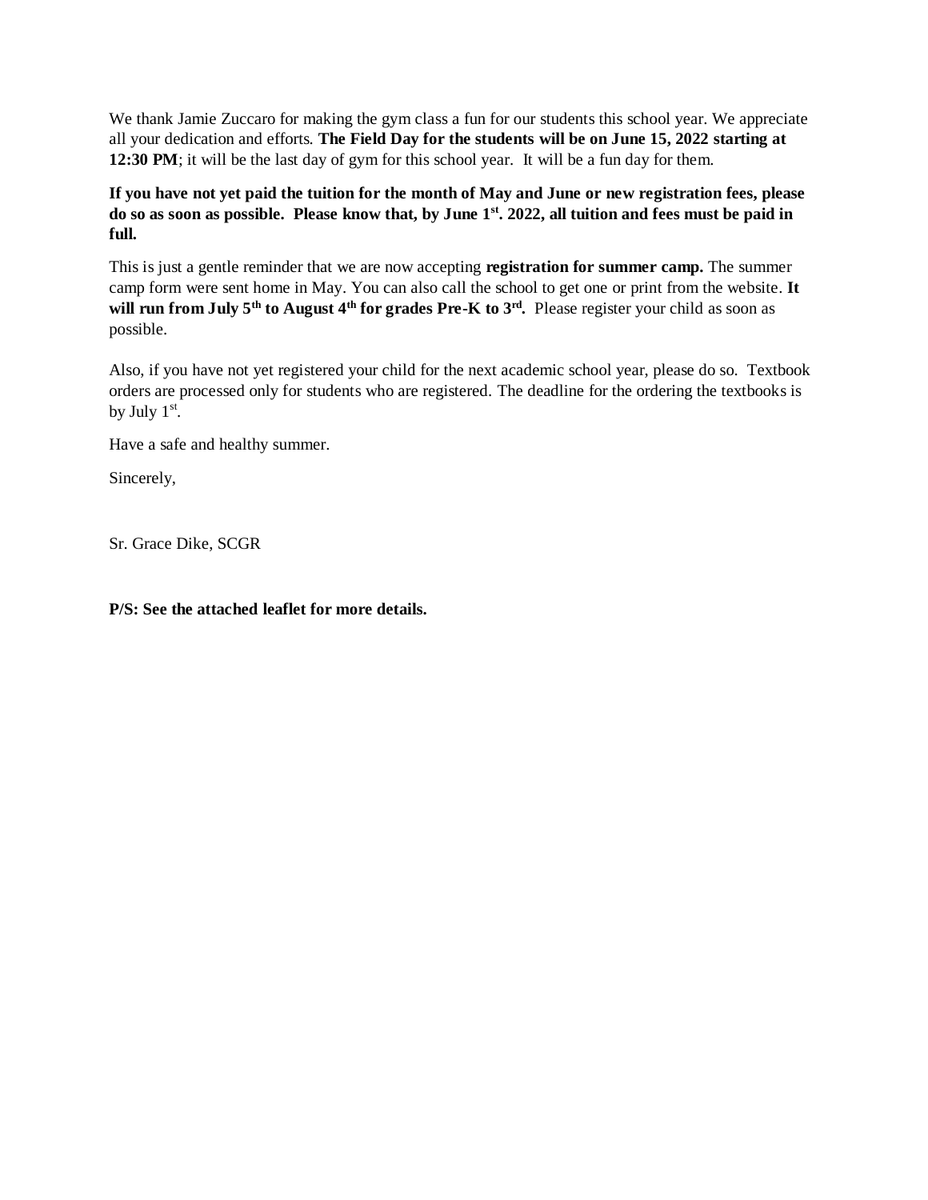We thank Jamie Zuccaro for making the gym class a fun for our students this school year. We appreciate all your dedication and efforts. **The Field Day for the students will be on June 15, 2022 starting at 12:30 PM**; it will be the last day of gym for this school year. It will be a fun day for them.

**If you have not yet paid the tuition for the month of May and June or new registration fees, please do so as soon as possible. Please know that, by June 1st. 2022, all tuition and fees must be paid in full.**

This is just a gentle reminder that we are now accepting **registration for summer camp.** The summer camp form were sent home in May. You can also call the school to get one or print from the website. **It will run from July 5th to August 4th for grades Pre-K to 3rd.** Please register your child as soon as possible.

Also, if you have not yet registered your child for the next academic school year, please do so. Textbook orders are processed only for students who are registered. The deadline for the ordering the textbooks is by July 1st.

Have a safe and healthy summer.

Sincerely,

Sr. Grace Dike, SCGR

**P/S: See the attached leaflet for more details.**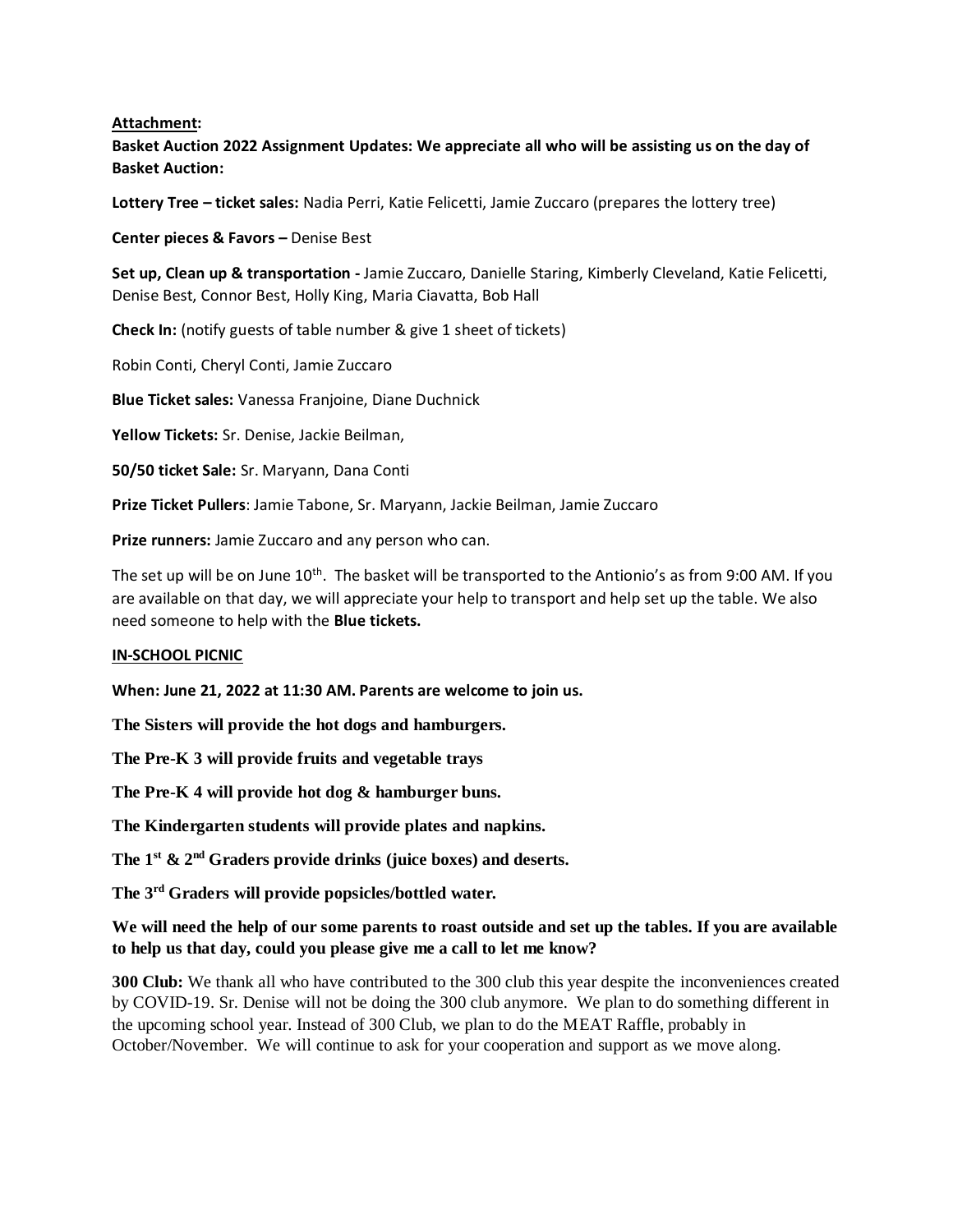**Attachment:**

**Basket Auction 2022 Assignment Updates: We appreciate all who will be assisting us on the day of Basket Auction:**

**Lottery Tree – ticket sales:** Nadia Perri, Katie Felicetti, Jamie Zuccaro (prepares the lottery tree)

**Center pieces & Favors –** Denise Best

**Set up, Clean up & transportation -** Jamie Zuccaro, Danielle Staring, Kimberly Cleveland, Katie Felicetti, Denise Best, Connor Best, Holly King, Maria Ciavatta, Bob Hall

**Check In:** (notify guests of table number & give 1 sheet of tickets)

Robin Conti, Cheryl Conti, Jamie Zuccaro

**Blue Ticket sales:** Vanessa Franjoine, Diane Duchnick

**Yellow Tickets:** Sr. Denise, Jackie Beilman,

**50/50 ticket Sale:** Sr. Maryann, Dana Conti

**Prize Ticket Pullers**: Jamie Tabone, Sr. Maryann, Jackie Beilman, Jamie Zuccaro

**Prize runners:** Jamie Zuccaro and any person who can.

The set up will be on June 10th. The basket will be transported to the Antionio's as from 9:00 AM. If you are available on that day, we will appreciate your help to transport and help set up the table. We also need someone to help with the **Blue tickets.**

**IN-SCHOOL PICNIC**

**When: June 21, 2022 at 11:30 AM. Parents are welcome to join us.**

**The Sisters will provide the hot dogs and hamburgers.**

**The Pre-K 3 will provide fruits and vegetable trays**

**The Pre-K 4 will provide hot dog & hamburger buns.**

**The Kindergarten students will provide plates and napkins.**

**The 1st & 2nd Graders provide drinks (juice boxes) and deserts.**

**The 3rd Graders will provide popsicles/bottled water.**

**We will need the help of our some parents to roast outside and set up the tables. If you are available to help us that day, could you please give me a call to let me know?**

**300 Club:** We thank all who have contributed to the 300 club this year despite the inconveniences created by COVID-19. Sr. Denise will not be doing the 300 club anymore. We plan to do something different in the upcoming school year. Instead of 300 Club, we plan to do the MEAT Raffle, probably in October/November. We will continue to ask for your cooperation and support as we move along.